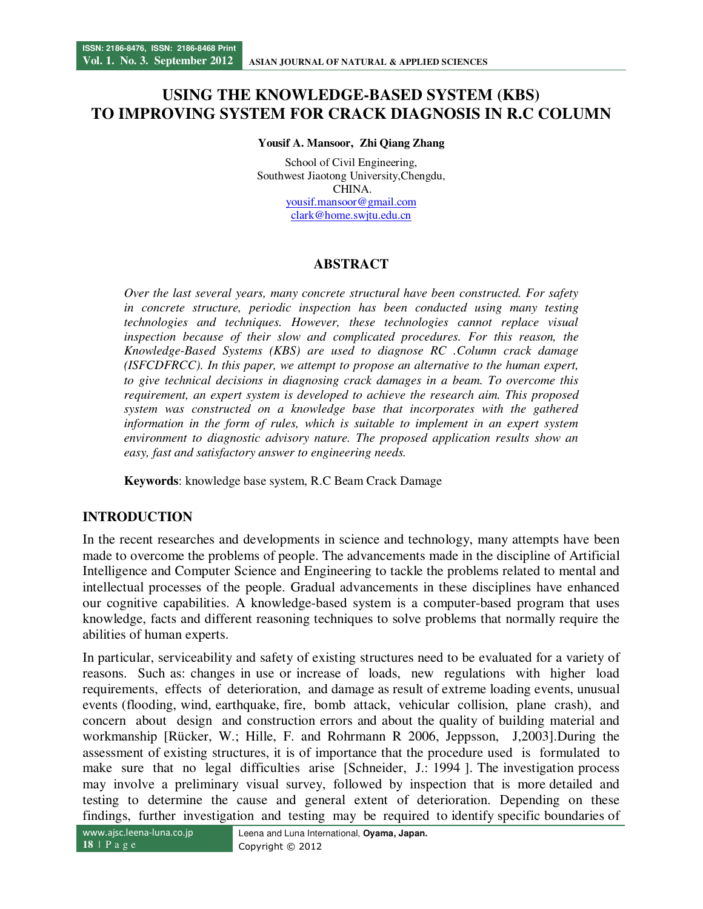# USING THE KNOWLEDGE-BASED SYSTEM (KBS) TO IMPROVING SYSTEM FOR CRACK DIAGNOSIS IN R.C COLUMN

**Yousif A. Mansoor, Zhi Qiang Zhang**

School of Civil Engineering,
Southwest Jiaotong University,Chengdu,
CHINA.
yousif.mansoor@gmail.com
clark@home.swjtu.edu.cn

## ABSTRACT

*Over the last several years, many concrete structural have been constructed. For safety in concrete structure, periodic inspection has been conducted using many testing technologies and techniques. However, these technologies cannot replace visual inspection because of their slow and complicated procedures. For this reason, the Knowledge-Based Systems (KBS) are used to diagnose RC .Column crack damage (ISFCDFRCC). In this paper, we attempt to propose an alternative to the human expert, to give technical decisions in diagnosing crack damages in a beam. To overcome this requirement, an expert system is developed to achieve the research aim. This proposed system was constructed on a knowledge base that incorporates with the gathered information in the form of rules, which is suitable to implement in an expert system environment to diagnostic advisory nature. The proposed application results show an easy, fast and satisfactory answer to engineering needs.*

**Keywords**: knowledge base system, R.C Beam Crack Damage

## INTRODUCTION

In the recent researches and developments in science and technology, many attempts have been made to overcome the problems of people. The advancements made in the discipline of Artificial Intelligence and Computer Science and Engineering to tackle the problems related to mental and intellectual processes of the people. Gradual advancements in these disciplines have enhanced our cognitive capabilities. A knowledge-based system is a computer-based program that uses knowledge, facts and different reasoning techniques to solve problems that normally require the abilities of human experts.

In particular, serviceability and safety of existing structures need to be evaluated for a variety of reasons. Such as: changes in use or increase of loads, new regulations with higher load requirements, effects of deterioration, and damage as result of extreme loading events, unusual events (flooding, wind, earthquake, fire, bomb attack, vehicular collision, plane crash), and concern about design and construction errors and about the quality of building material and workmanship [Rücker, W.; Hille, F. and Rohrmann R 2006, Jeppsson, J,2003].During the assessment of existing structures, it is of importance that the procedure used is formulated to make sure that no legal difficulties arise [Schneider, J.: 1994 ]. The investigation process may involve a preliminary visual survey, followed by inspection that is more detailed and testing to determine the cause and general extent of deterioration. Depending on these findings, further investigation and testing may be required to identify specific boundaries of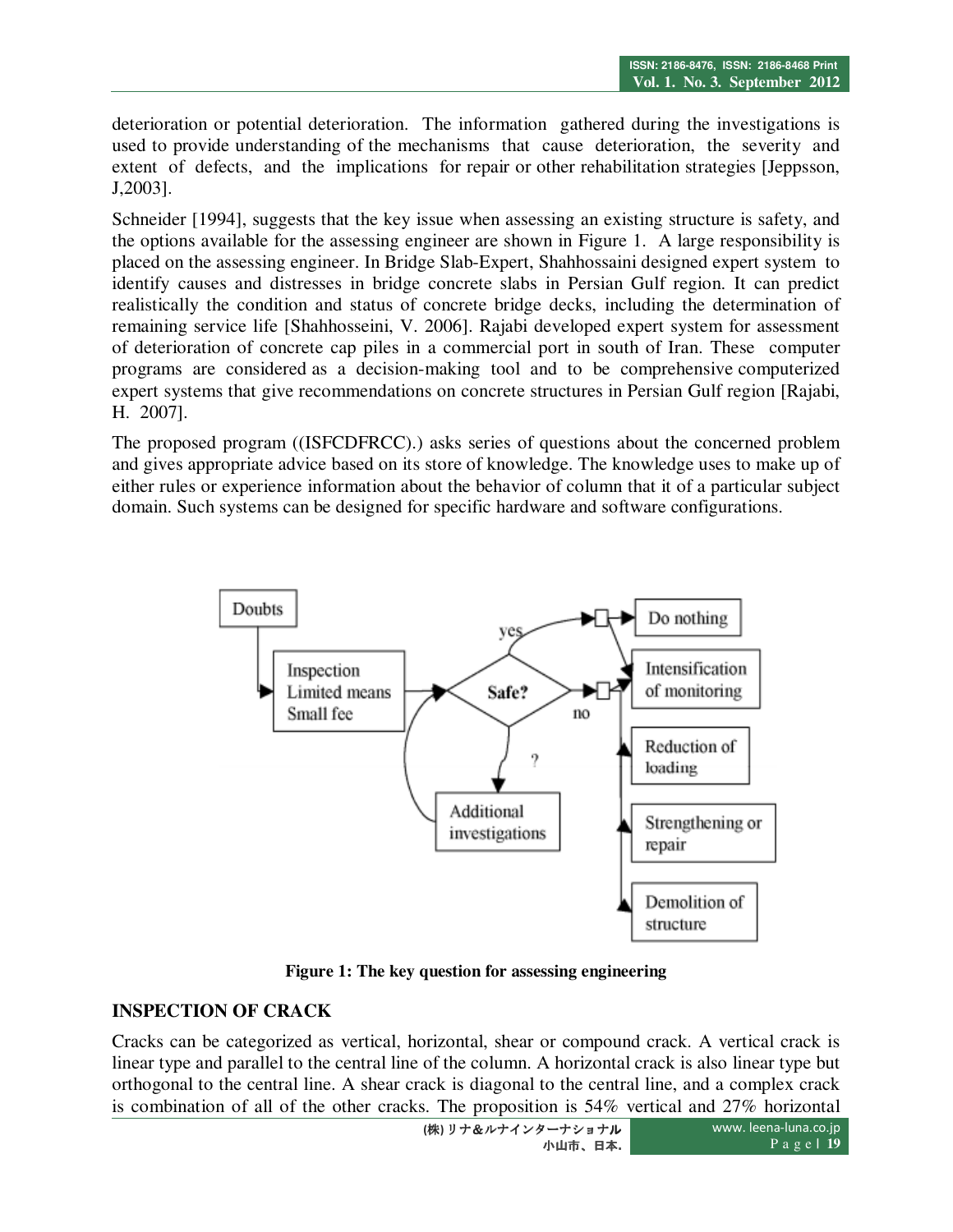deterioration or potential deterioration. The information gathered during the investigations is used to provide understanding of the mechanisms that cause deterioration, the severity and extent of defects, and the implications for repair or other rehabilitation strategies [Jeppsson, J,2003].

Schneider [1994], suggests that the key issue when assessing an existing structure is safety, and the options available for the assessing engineer are shown in Figure 1. A large responsibility is placed on the assessing engineer. In Bridge Slab-Expert, Shahhossaini designed expert system to identify causes and distresses in bridge concrete slabs in Persian Gulf region. It can predict realistically the condition and status of concrete bridge decks, including the determination of remaining service life [Shahhosseini, V. 2006]. Rajabi developed expert system for assessment of deterioration of concrete cap piles in a commercial port in south of Iran. These computer programs are considered as a decision-making tool and to be comprehensive computerized expert systems that give recommendations on concrete structures in Persian Gulf region [Rajabi, H. 2007].

The proposed program ((ISFCDFRCC).) asks series of questions about the concerned problem and gives appropriate advice based on its store of knowledge. The knowledge uses to make up of either rules or experience information about the behavior of column that it of a particular subject domain. Such systems can be designed for specific hardware and software configurations.

Doubts

Inspection
Limited means
Small fee

Safe?

yes

no

?

Additional investigations

Do nothing

Intensification of monitoring

Reduction of loading

Strengthening or repair

Demolition of structure

**Figure 1: The key question for assessing engineering**

## INSPECTION OF CRACK

Cracks can be categorized as vertical, horizontal, shear or compound crack. A vertical crack is linear type and parallel to the central line of the column. A horizontal crack is also linear type but orthogonal to the central line. A shear crack is diagonal to the central line, and a complex crack is combination of all of the other cracks. The proposition is 54% vertical and 27% horizontal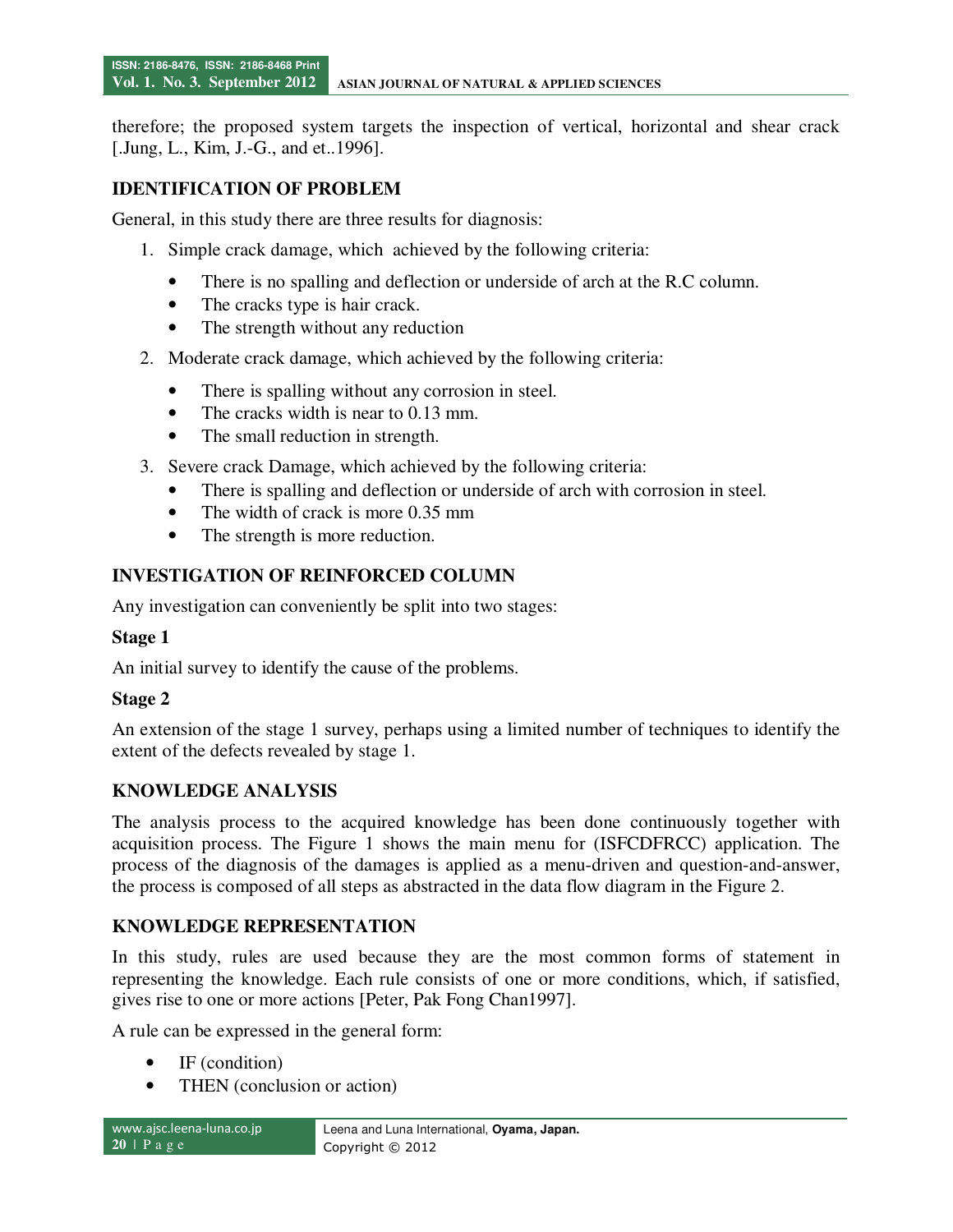therefore; the proposed system targets the inspection of vertical, horizontal and shear crack [.Jung, L., Kim, J.-G., and et..1996].

## IDENTIFICATION OF PROBLEM

General, in this study there are three results for diagnosis:

1. Simple crack damage, which achieved by the following criteria:
   - There is no spalling and deflection or underside of arch at the R.C column.
   - The cracks type is hair crack.
   - The strength without any reduction
2. Moderate crack damage, which achieved by the following criteria:
   - There is spalling without any corrosion in steel.
   - The cracks width is near to 0.13 mm.
   - The small reduction in strength.
3. Severe crack Damage, which achieved by the following criteria:
   - There is spalling and deflection or underside of arch with corrosion in steel.
   - The width of crack is more 0.35 mm
   - The strength is more reduction.

## INVESTIGATION OF REINFORCED COLUMN

Any investigation can conveniently be split into two stages:

### Stage 1

An initial survey to identify the cause of the problems.

### Stage 2

An extension of the stage 1 survey, perhaps using a limited number of techniques to identify the extent of the defects revealed by stage 1.

## KNOWLEDGE ANALYSIS

The analysis process to the acquired knowledge has been done continuously together with acquisition process. The Figure 1 shows the main menu for (ISFCDFRCC) application. The process of the diagnosis of the damages is applied as a menu-driven and question-and-answer, the process is composed of all steps as abstracted in the data flow diagram in the Figure 2.

## KNOWLEDGE REPRESENTATION

In this study, rules are used because they are the most common forms of statement in representing the knowledge. Each rule consists of one or more conditions, which, if satisfied, gives rise to one or more actions [Peter, Pak Fong Chan1997].

A rule can be expressed in the general form:

- IF (condition)
- THEN (conclusion or action)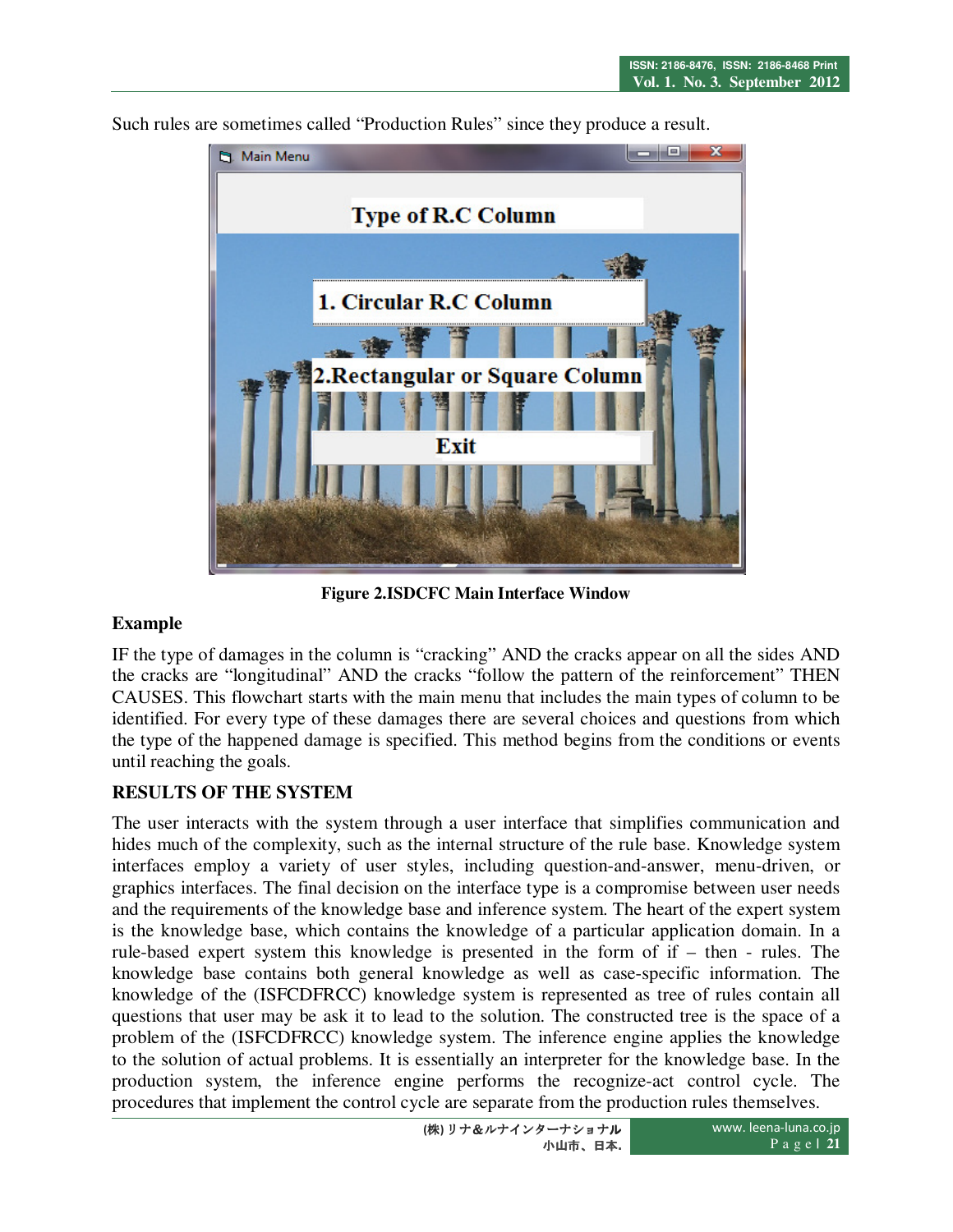Such rules are sometimes called "Production Rules" since they produce a result.

**Figure 2.ISDCFC Main Interface Window**

**Example**

IF the type of damages in the column is "cracking" AND the cracks appear on all the sides AND the cracks are "longitudinal" AND the cracks "follow the pattern of the reinforcement" THEN CAUSES. This flowchart starts with the main menu that includes the main types of column to be identified. For every type of these damages there are several choices and questions from which the type of the happened damage is specified. This method begins from the conditions or events until reaching the goals.

**RESULTS OF THE SYSTEM**

The user interacts with the system through a user interface that simplifies communication and hides much of the complexity, such as the internal structure of the rule base. Knowledge system interfaces employ a variety of user styles, including question-and-answer, menu-driven, or graphics interfaces. The final decision on the interface type is a compromise between user needs and the requirements of the knowledge base and inference system. The heart of the expert system is the knowledge base, which contains the knowledge of a particular application domain. In a rule-based expert system this knowledge is presented in the form of if – then - rules. The knowledge base contains both general knowledge as well as case-specific information. The knowledge of the (ISFCDFRCC) knowledge system is represented as tree of rules contain all questions that user may be ask it to lead to the solution. The constructed tree is the space of a problem of the (ISFCDFRCC) knowledge system. The inference engine applies the knowledge to the solution of actual problems. It is essentially an interpreter for the knowledge base. In the production system, the inference engine performs the recognize-act control cycle. The procedures that implement the control cycle are separate from the production rules themselves.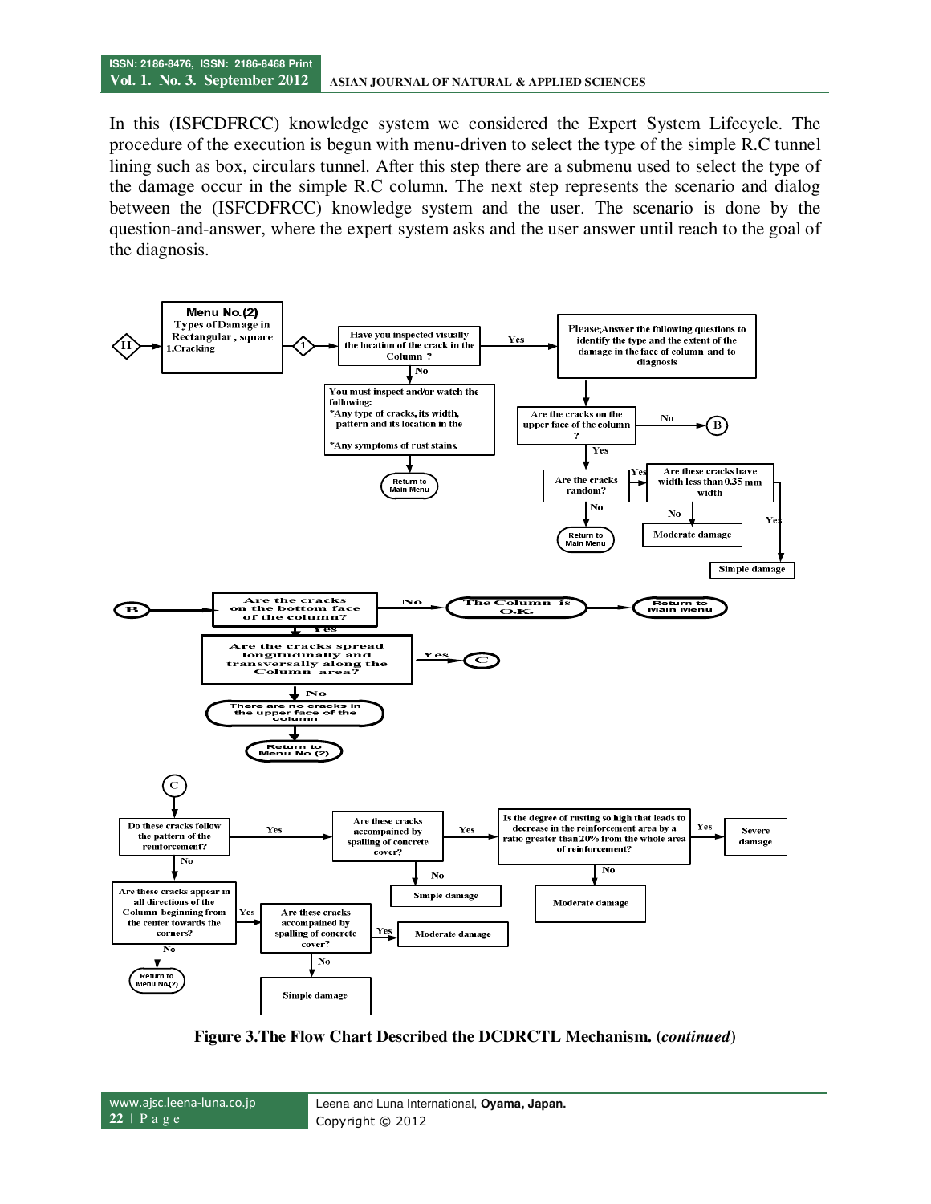In this (ISFCDFRCC) knowledge system we considered the Expert System Lifecycle. The procedure of the execution is begun with menu-driven to select the type of the simple R.C tunnel lining such as box, circulars tunnel. After this step there are a submenu used to select the type of the damage occur in the simple R.C column. The next step represents the scenario and dialog between the (ISFCDFRCC) knowledge system and the user. The scenario is done by the question-and-answer, where the expert system asks and the user answer until reach to the goal of the diagnosis.

II → Menu No.(2) Types of Damage in Rectangular, square 1.Cracking → 1 → Have you inspected visually the location of the crack in the Column ?

- Yes → Please; Answer the following questions to identify the type and the extent of the damage in the face of column and to diagnosis
  - Are the cracks on the upper face of the column ?
    - No → B
    - Yes → Are the cracks random?
      - No → Return to Main Menu
      - Yes → Are these cracks have width less than 0.35 mm width
        - No → Moderate damage
        - Yes → Simple damage
- No → You must inspect and/or watch the following: *Any type of cracks, its width, pattern and its location in the *Any symptoms of rust stains. → Return to Main Menu

B → Are the cracks on the bottom face of the column?

- No → The Column is O.K. → Return to Main Menu
- Yes → Are the cracks spread longitudinally and transversally along the Column area?
  - Yes → C
  - No → There are no cracks in the upper face of the column → Return to Menu No.(2)

C → Do these cracks follow the pattern of the reinforcement?

- Yes → Are these cracks accompanied by spalling of concrete cover?
  - No → Simple damage
  - Yes → Is the degree of rusting so high that leads to decrease in the reinforcement area by a ratio greater than 20% from the whole area of reinforcement?
    - Yes → Severe damage
    - No → Moderate damage
- No → Are these cracks appear in all directions of the Column beginning from the center towards the corners?
  - No → Return to Menu No.(2)
  - Yes → Are these cracks accompanied by spalling of concrete cover?
    - Yes → Moderate damage
    - No → Simple damage

**Figure 3.The Flow Chart Described the DCDRCTL Mechanism. (*continued*)**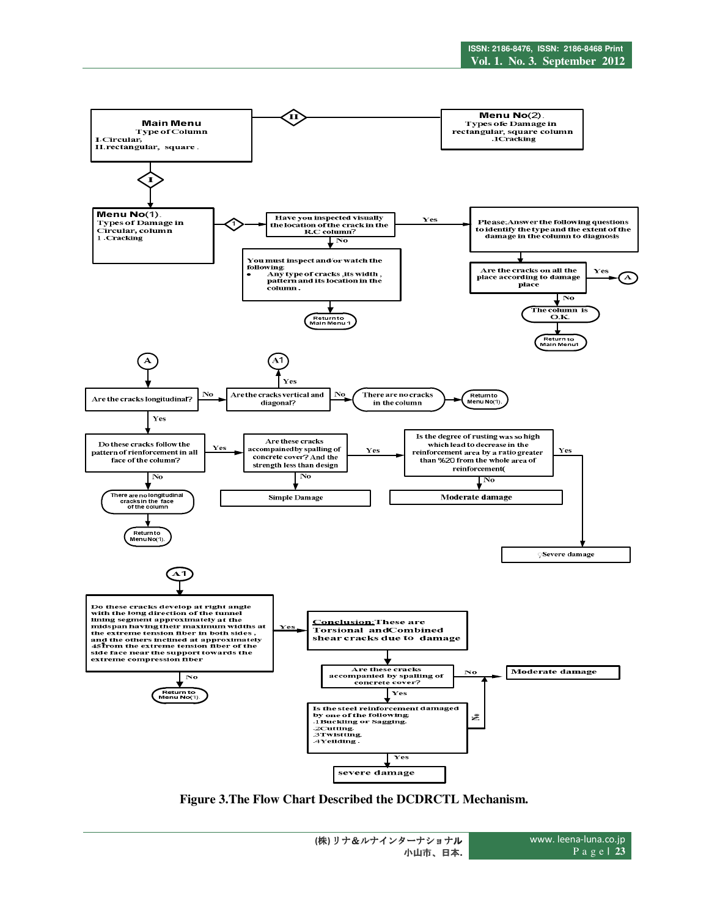Main Menu
Type of Column
I.Circular,
II.rectangular, square .

II

Menu No(2).
Types ofe Damage in rectangular, square column
.1Cracking

I

Menu No(1).
Types of Damage in Circular, column
1 .Cracking

1

Have you inspected visually the location of the crack in the R.C column?

Yes

Please;Answer the following questions to identify the type and the extent of the damage in the column to diagnosis

No

You must inspect and/or watch the following:
- Any type of cracks ,its width , pattern and its location in the column .

Return to Main Menu 1

Are the cracks on all the place according to damage place

Yes → A

No

The column is O.K.

Return to Main Menu1

A

Are the cracks longitudinal?

No

Are the cracks vertical and diagonal?

Yes → A1

No

There are no cracks in the column

Return to Menu No(1).

Yes

Do these cracks follow the pattern of rienforcement in all face of the column?

Yes

Are these cracks accompanied by spalling of concrete cover? And the strength less than design

Yes

Is the degree of rusting was so high which lead to decrease in the reinforcement area by a ratio greater than %20 from the whole area of reinforcement(

Yes

Severe damage

No

Moderate damage

No

Simple Damage

No

There are no longitudinal cracks in the face of the column

Return to Menu No(1).

A1

Do these cracks develop at right angle with the long direction of the tunnel lining segment approximately at the midspan having their maximum widths at the extreme tension fiber in both sides , and the others inclined at approximately 45 from the extreme tension fiber of the side face near the support towards the extreme compression fiber

Yes

**Conclusion**:These are Torsional andCombined shear cracks due to damage

Are these cracks accompanied by spalling of concrete cover?

No

Moderate damage

Yes

Is the steel reinforcement damaged by one of the following:
.1Buckling or Sagging.
.2Cutting.
.3Twisting.
.4Yeilding .

No

Yes

severe damage

No

Return to Menu No(1).

**Figure 3.The Flow Chart Described the DCDRCTL Mechanism.**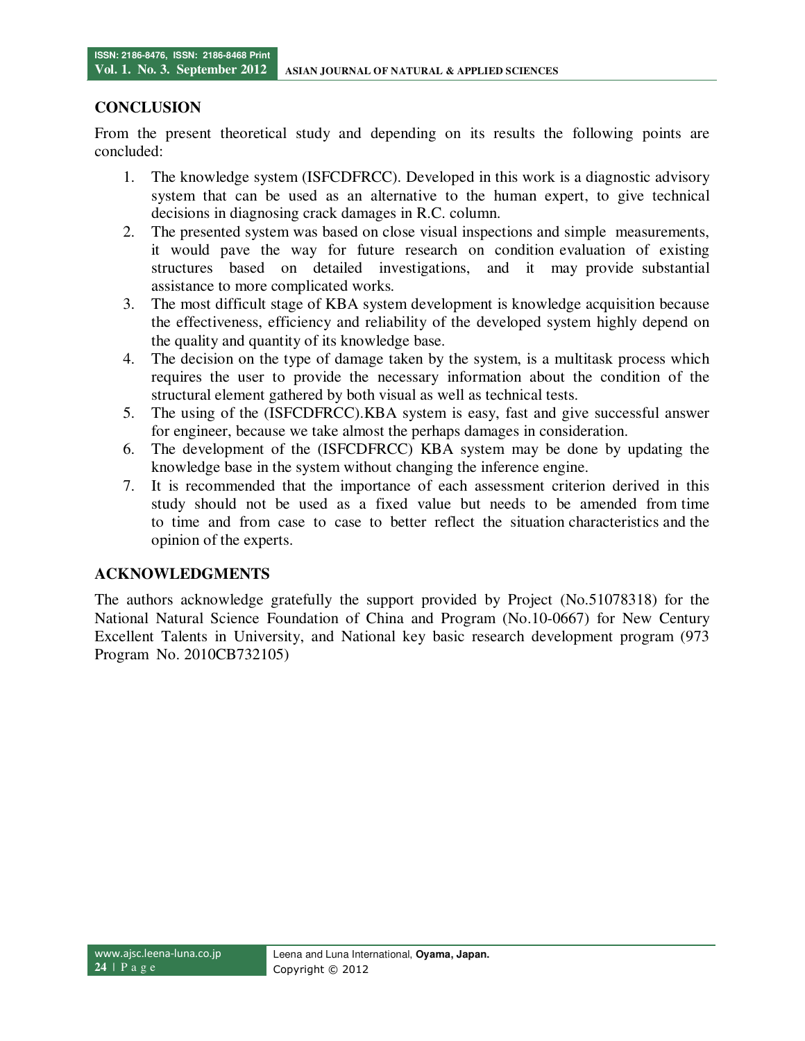## CONCLUSION

From the present theoretical study and depending on its results the following points are concluded:

1. The knowledge system (ISFCDFRCC). Developed in this work is a diagnostic advisory system that can be used as an alternative to the human expert, to give technical decisions in diagnosing crack damages in R.C. column.
2. The presented system was based on close visual inspections and simple measurements, it would pave the way for future research on condition evaluation of existing structures based on detailed investigations, and it may provide substantial assistance to more complicated works.
3. The most difficult stage of KBA system development is knowledge acquisition because the effectiveness, efficiency and reliability of the developed system highly depend on the quality and quantity of its knowledge base.
4. The decision on the type of damage taken by the system, is a multitask process which requires the user to provide the necessary information about the condition of the structural element gathered by both visual as well as technical tests.
5. The using of the (ISFCDFRCC).KBA system is easy, fast and give successful answer for engineer, because we take almost the perhaps damages in consideration.
6. The development of the (ISFCDFRCC) KBA system may be done by updating the knowledge base in the system without changing the inference engine.
7. It is recommended that the importance of each assessment criterion derived in this study should not be used as a fixed value but needs to be amended from time to time and from case to case to better reflect the situation characteristics and the opinion of the experts.

## ACKNOWLEDGMENTS

The authors acknowledge gratefully the support provided by Project (No.51078318) for the National Natural Science Foundation of China and Program (No.10-0667) for New Century Excellent Talents in University, and National key basic research development program (973 Program No. 2010CB732105)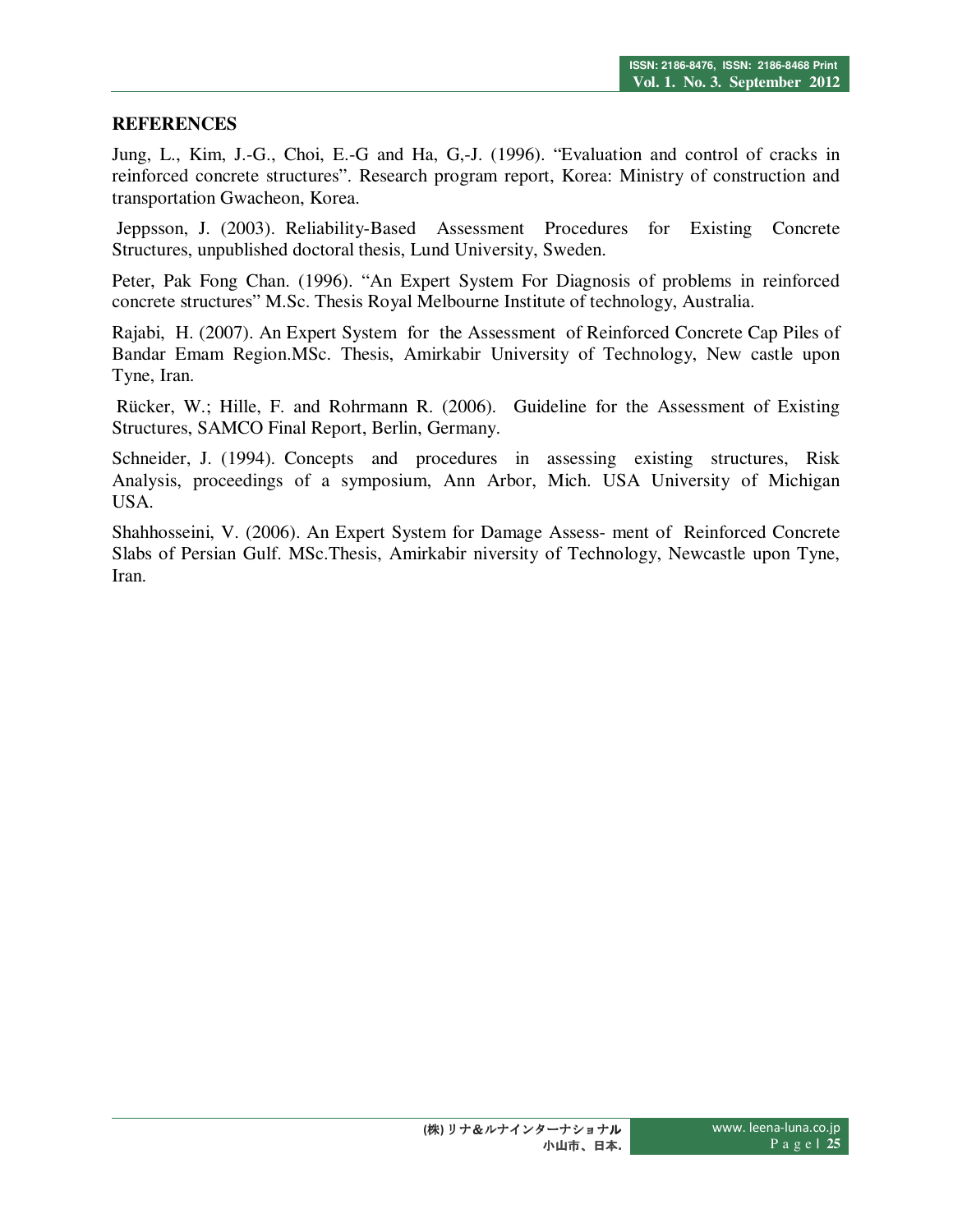## REFERENCES

Jung, L., Kim, J.-G., Choi, E.-G and Ha, G,-J. (1996). "Evaluation and control of cracks in reinforced concrete structures". Research program report, Korea: Ministry of construction and transportation Gwacheon, Korea.

Jeppsson, J. (2003). Reliability-Based Assessment Procedures for Existing Concrete Structures, unpublished doctoral thesis, Lund University, Sweden.

Peter, Pak Fong Chan. (1996). "An Expert System For Diagnosis of problems in reinforced concrete structures" M.Sc. Thesis Royal Melbourne Institute of technology, Australia.

Rajabi, H. (2007). An Expert System for the Assessment of Reinforced Concrete Cap Piles of Bandar Emam Region.MSc. Thesis, Amirkabir University of Technology, New castle upon Tyne, Iran.

Rücker, W.; Hille, F. and Rohrmann R. (2006). Guideline for the Assessment of Existing Structures, SAMCO Final Report, Berlin, Germany.

Schneider, J. (1994). Concepts and procedures in assessing existing structures, Risk Analysis, proceedings of a symposium, Ann Arbor, Mich. USA University of Michigan USA.

Shahhosseini, V. (2006). An Expert System for Damage Assess- ment of Reinforced Concrete Slabs of Persian Gulf. MSc.Thesis, Amirkabir niversity of Technology, Newcastle upon Tyne, Iran.